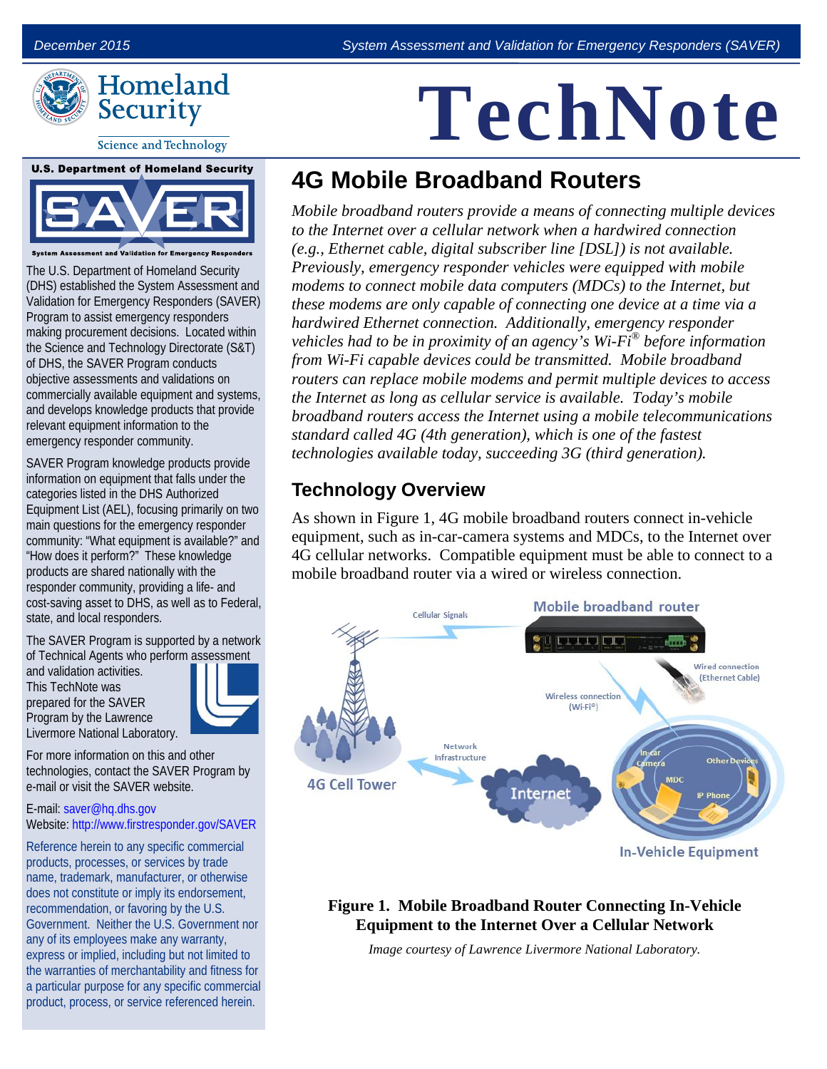# TechNote

## 4G Mobile Broadband Routers

*Mobile broadband routers provide a means of connecting multiple devices to the Internet over a cellular network when a hardwired connection (e.g., Ethernet cable, digital subscriber line [DSL]) is not available. Previously, emergency responder vehicles were equipped with mobile modems to connect mobile data computers (MDCs) to the Internet, but these modems are only capable of connecting one device at a time via a hardwired Ethernet connection. Additionally, emergency responder vehicles had to be in proximity of an agency's Wi-Fi® before information from Wi-Fi capable devices could be transmitted. Mobile broadband routers can replace mobile modems and permit multiple devices to access the Internet as long as cellular service is available. Today's mobile broadband routers access the Internet using a mobile telecommunications standard called 4G (4th generation), which is one of the fastest technologies available today, succeeding 3G (third generation).*

### Technology Overview

As shown in Figure 1, 4G mobile broadband routers connect in-vehicle equipment, such as in-car-camera systems and MDCs, to the Internet over 4G cellular networks. Compatible equipment must be able to connect to a mobile broadband router via a wired or wireless connection.

**Figure 1. Mobile Broadband Router Connecting In-Vehicle Equipment to the Internet Over a Cellular Network**

*Image courtesy of Lawrence Livermore National Laboratory.*

---

**U.S. Department of Homeland Security**

**SAVER — System Assessment and Validation for Emergency Responders**

The U.S. Department of Homeland Security (DHS) established the System Assessment and Validation for Emergency Responders (SAVER) Program to assist emergency responders making procurement decisions. Located within the Science and Technology Directorate (S&T) of DHS, the SAVER Program conducts objective assessments and validations on commercially available equipment and systems, and develops knowledge products that provide relevant equipment information to the emergency responder community.

SAVER Program knowledge products provide information on equipment that falls under the categories listed in the DHS Authorized Equipment List (AEL), focusing primarily on two main questions for the emergency responder community: "What equipment is available?" and "How does it perform?" These knowledge products are shared nationally with the responder community, providing a life- and cost-saving asset to DHS, as well as to Federal, state, and local responders.

The SAVER Program is supported by a network of Technical Agents who perform assessment and validation activities. This TechNote was prepared for the SAVER Program by the Lawrence Livermore National Laboratory.

For more information on this and other technologies, contact the SAVER Program by e-mail or visit the SAVER website.

E-mail: saver@hq.dhs.gov
Website: http://www.firstresponder.gov/SAVER

Reference herein to any specific commercial products, processes, or services by trade name, trademark, manufacturer, or otherwise does not constitute or imply its endorsement, recommendation, or favoring by the U.S. Government. Neither the U.S. Government nor any of its employees make any warranty, express or implied, including but not limited to the warranties of merchantability and fitness for a particular purpose for any specific commercial product, process, or service referenced herein.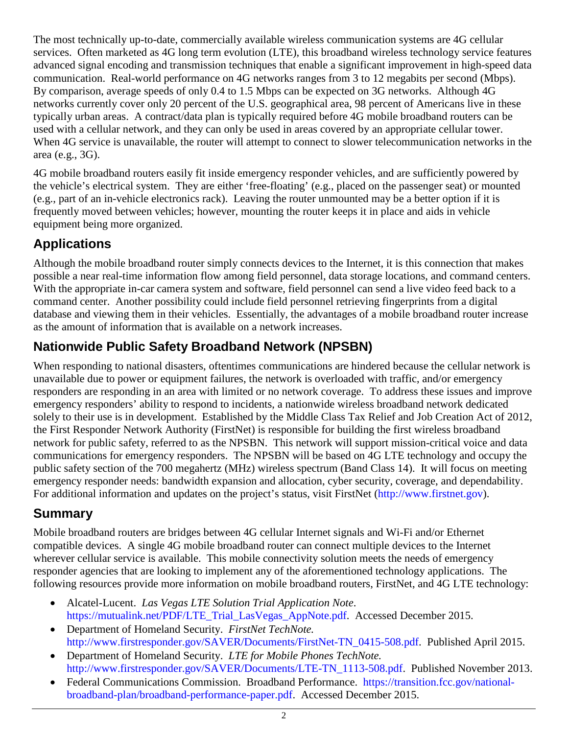The most technically up-to-date, commercially available wireless communication systems are 4G cellular services. Often marketed as 4G long term evolution (LTE), this broadband wireless technology service features advanced signal encoding and transmission techniques that enable a significant improvement in high-speed data communication. Real-world performance on 4G networks ranges from 3 to 12 megabits per second (Mbps). By comparison, average speeds of only 0.4 to 1.5 Mbps can be expected on 3G networks. Although 4G networks currently cover only 20 percent of the U.S. geographical area, 98 percent of Americans live in these typically urban areas. A contract/data plan is typically required before 4G mobile broadband routers can be used with a cellular network, and they can only be used in areas covered by an appropriate cellular tower. When 4G service is unavailable, the router will attempt to connect to slower telecommunication networks in the area (e.g., 3G).

4G mobile broadband routers easily fit inside emergency responder vehicles, and are sufficiently powered by the vehicle's electrical system. They are either 'free-floating' (e.g., placed on the passenger seat) or mounted (e.g., part of an in-vehicle electronics rack). Leaving the router unmounted may be a better option if it is frequently moved between vehicles; however, mounting the router keeps it in place and aids in vehicle equipment being more organized.

## Applications

Although the mobile broadband router simply connects devices to the Internet, it is this connection that makes possible a near real-time information flow among field personnel, data storage locations, and command centers. With the appropriate in-car camera system and software, field personnel can send a live video feed back to a command center. Another possibility could include field personnel retrieving fingerprints from a digital database and viewing them in their vehicles. Essentially, the advantages of a mobile broadband router increase as the amount of information that is available on a network increases.

## Nationwide Public Safety Broadband Network (NPSBN)

When responding to national disasters, oftentimes communications are hindered because the cellular network is unavailable due to power or equipment failures, the network is overloaded with traffic, and/or emergency responders are responding in an area with limited or no network coverage. To address these issues and improve emergency responders' ability to respond to incidents, a nationwide wireless broadband network dedicated solely to their use is in development. Established by the Middle Class Tax Relief and Job Creation Act of 2012, the First Responder Network Authority (FirstNet) is responsible for building the first wireless broadband network for public safety, referred to as the NPSBN. This network will support mission-critical voice and data communications for emergency responders. The NPSBN will be based on 4G LTE technology and occupy the public safety section of the 700 megahertz (MHz) wireless spectrum (Band Class 14). It will focus on meeting emergency responder needs: bandwidth expansion and allocation, cyber security, coverage, and dependability. For additional information and updates on the project's status, visit FirstNet (http://www.firstnet.gov).

## Summary

Mobile broadband routers are bridges between 4G cellular Internet signals and Wi-Fi and/or Ethernet compatible devices. A single 4G mobile broadband router can connect multiple devices to the Internet wherever cellular service is available. This mobile connectivity solution meets the needs of emergency responder agencies that are looking to implement any of the aforementioned technology applications. The following resources provide more information on mobile broadband routers, FirstNet, and 4G LTE technology:

- Alcatel-Lucent. *Las Vegas LTE Solution Trial Application Note*. https://mutualink.net/PDF/LTE_Trial_LasVegas_AppNote.pdf. Accessed December 2015.
- Department of Homeland Security. *FirstNet TechNote.* http://www.firstresponder.gov/SAVER/Documents/FirstNet-TN_0415-508.pdf. Published April 2015.
- Department of Homeland Security. *LTE for Mobile Phones TechNote.* http://www.firstresponder.gov/SAVER/Documents/LTE-TN_1113-508.pdf. Published November 2013.
- Federal Communications Commission. Broadband Performance. https://transition.fcc.gov/national-broadband-plan/broadband-performance-paper.pdf. Accessed December 2015.